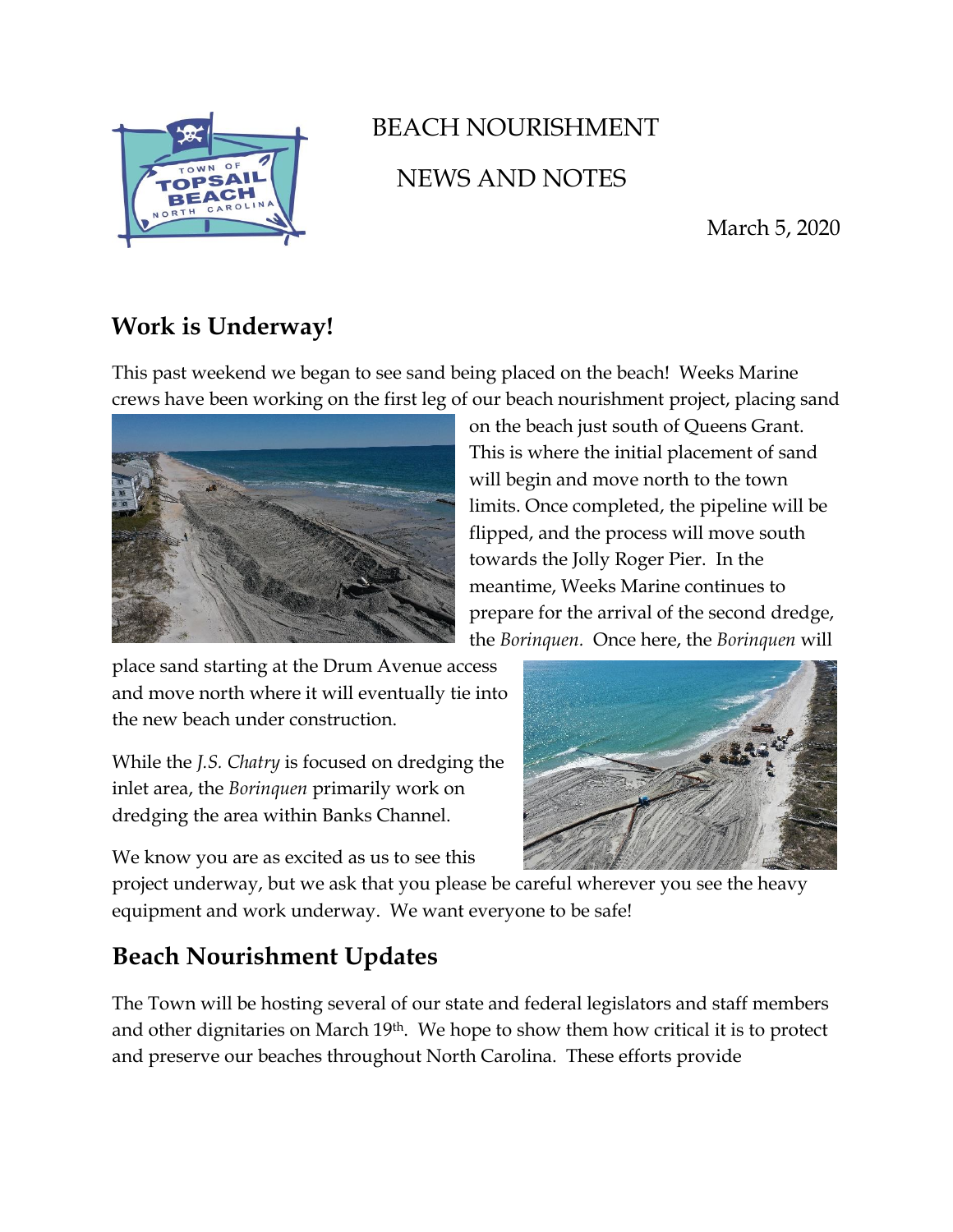# BEACH NOURISHMENT

# NEWS AND NOTES

March 5, 2020

## Work is Underway!

This past weekend we began to see sand being placed on the beach! Weeks Marine crews have been working on the first leg of our beach nourishment project, placing sand on the beach just south of Queens Grant. This is where the initial placement of sand will begin and move north to the town limits. Once completed, the pipeline will be flipped, and the process will move south towards the Jolly Roger Pier. In the meantime, Weeks Marine continues to prepare for the arrival of the second dredge, the *Borinquen*. Once here, the *Borinquen* will place sand starting at the Drum Avenue access and move north where it will eventually tie into the new beach under construction.

While the *J.S. Chatry* is focused on dredging the inlet area, the *Borinquen* primarily work on dredging the area within Banks Channel.

We know you are as excited as us to see this project underway, but we ask that you please be careful wherever you see the heavy equipment and work underway. We want everyone to be safe!

## Beach Nourishment Updates

The Town will be hosting several of our state and federal legislators and staff members and other dignitaries on March 19th. We hope to show them how critical it is to protect and preserve our beaches throughout North Carolina. These efforts provide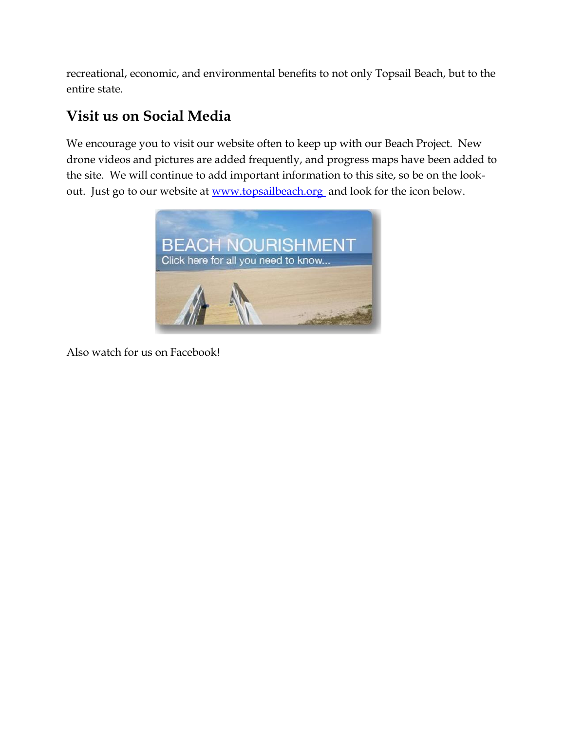recreational, economic, and environmental benefits to not only Topsail Beach, but to the entire state.

## Visit us on Social Media

We encourage you to visit our website often to keep up with our Beach Project. New drone videos and pictures are added frequently, and progress maps have been added to the site. We will continue to add important information to this site, so be on the lookout. Just go to our website at [www.topsailbeach.org](http://www.topsailbeach.org) and look for the icon below.

BEACH NOURISHMENT
Click here for all you need to know...

Also watch for us on Facebook!